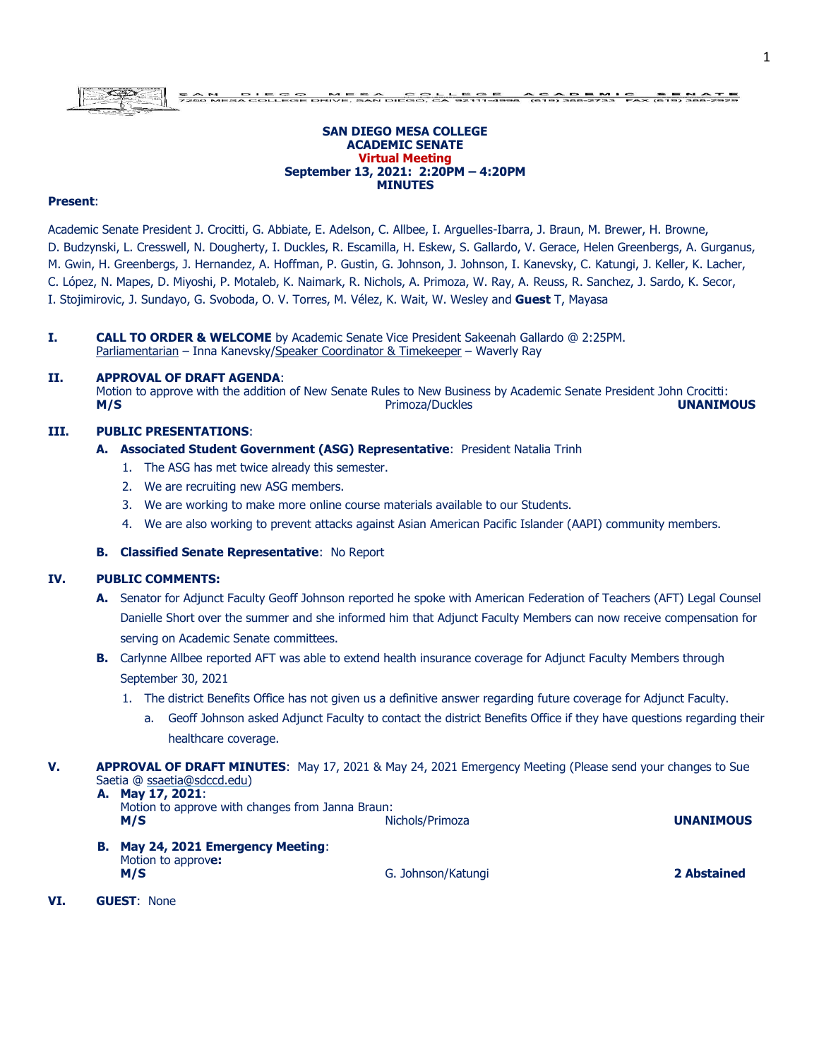SAN DIEGO MESA COLLEGE ACADEMIC SENATE
7250 MESA COLLEGE DRIVE, SAN DIEGO, CA 92111-4998 (619) 388-2733 FAX (619) 388-2929

# SAN DIEGO MESA COLLEGE
# ACADEMIC SENATE
## Virtual Meeting
## September 13, 2021: 2:20PM – 4:20PM
## MINUTES

**Present**:

Academic Senate President J. Crocitti, G. Abbiate, E. Adelson, C. Allbee, I. Arguelles-Ibarra, J. Braun, M. Brewer, H. Browne, D. Budzynski, L. Cresswell, N. Dougherty, I. Duckles, R. Escamilla, H. Eskew, S. Gallardo, V. Gerace, Helen Greenbergs, A. Gurganus, M. Gwin, H. Greenbergs, J. Hernandez, A. Hoffman, P. Gustin, G. Johnson, J. Johnson, I. Kanevsky, C. Katungi, J. Keller, K. Lacher, C. López, N. Mapes, D. Miyoshi, P. Motaleb, K. Naimark, R. Nichols, A. Primoza, W. Ray, A. Reuss, R. Sanchez, J. Sardo, K. Secor, I. Stojimirovic, J. Sundayo, G. Svoboda, O. V. Torres, M. Vélez, K. Wait, W. Wesley and **Guest** T, Mayasa

**I. CALL TO ORDER & WELCOME** by Academic Senate Vice President Sakeenah Gallardo @ 2:25PM.
Parliamentarian – Inna Kanevsky/Speaker Coordinator & Timekeeper – Waverly Ray

**II. APPROVAL OF DRAFT AGENDA**:
Motion to approve with the addition of New Senate Rules to New Business by Academic Senate President John Crocitti:
**M/S** Primoza/Duckles **UNANIMOUS**

**III. PUBLIC PRESENTATIONS**:

**A. Associated Student Government (ASG) Representative**: President Natalia Trinh

1. The ASG has met twice already this semester.
2. We are recruiting new ASG members.
3. We are working to make more online course materials available to our Students.
4. We are also working to prevent attacks against Asian American Pacific Islander (AAPI) community members.

**B. Classified Senate Representative**: No Report

**IV. PUBLIC COMMENTS:**

**A.** Senator for Adjunct Faculty Geoff Johnson reported he spoke with American Federation of Teachers (AFT) Legal Counsel Danielle Short over the summer and she informed him that Adjunct Faculty Members can now receive compensation for serving on Academic Senate committees.

**B.** Carlynne Allbee reported AFT was able to extend health insurance coverage for Adjunct Faculty Members through September 30, 2021

1. The district Benefits Office has not given us a definitive answer regarding future coverage for Adjunct Faculty.
   a. Geoff Johnson asked Adjunct Faculty to contact the district Benefits Office if they have questions regarding their healthcare coverage.

**V. APPROVAL OF DRAFT MINUTES**: May 17, 2021 & May 24, 2021 Emergency Meeting (Please send your changes to Sue Saetia @ ssaetia@sdccd.edu)

**A. May 17, 2021**:
Motion to approve with changes from Janna Braun:
**M/S** Nichols/Primoza **UNANIMOUS**

**B. May 24, 2021 Emergency Meeting**:
Motion to approv**e:**
**M/S** G. Johnson/Katungi **2 Abstained**

**VI. GUEST**: None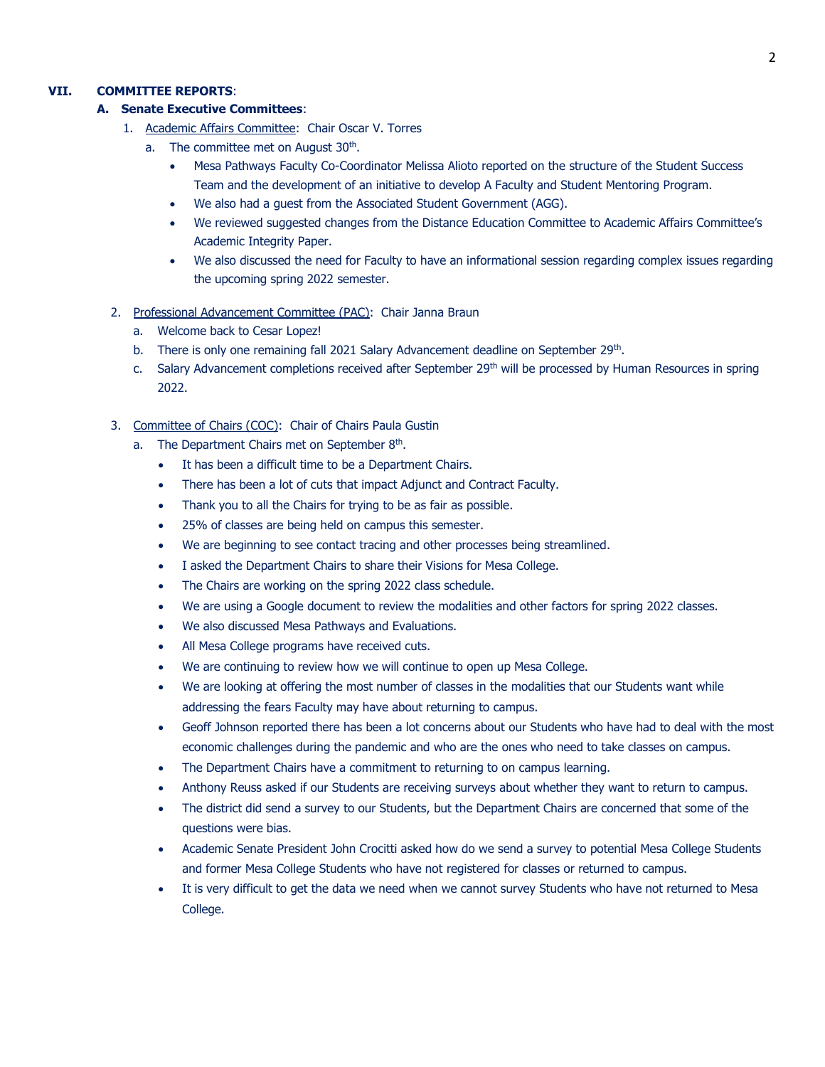**VII. COMMITTEE REPORTS**:

**A. Senate Executive Committees**:

1. Academic Affairs Committee: Chair Oscar V. Torres
   a. The committee met on August 30th.
      - Mesa Pathways Faculty Co-Coordinator Melissa Alioto reported on the structure of the Student Success Team and the development of an initiative to develop A Faculty and Student Mentoring Program.
      - We also had a guest from the Associated Student Government (AGG).
      - We reviewed suggested changes from the Distance Education Committee to Academic Affairs Committee's Academic Integrity Paper.
      - We also discussed the need for Faculty to have an informational session regarding complex issues regarding the upcoming spring 2022 semester.

2. Professional Advancement Committee (PAC): Chair Janna Braun
   a. Welcome back to Cesar Lopez!
   b. There is only one remaining fall 2021 Salary Advancement deadline on September 29th.
   c. Salary Advancement completions received after September 29th will be processed by Human Resources in spring 2022.

3. Committee of Chairs (COC): Chair of Chairs Paula Gustin
   a. The Department Chairs met on September 8th.
      - It has been a difficult time to be a Department Chairs.
      - There has been a lot of cuts that impact Adjunct and Contract Faculty.
      - Thank you to all the Chairs for trying to be as fair as possible.
      - 25% of classes are being held on campus this semester.
      - We are beginning to see contact tracing and other processes being streamlined.
      - I asked the Department Chairs to share their Visions for Mesa College.
      - The Chairs are working on the spring 2022 class schedule.
      - We are using a Google document to review the modalities and other factors for spring 2022 classes.
      - We also discussed Mesa Pathways and Evaluations.
      - All Mesa College programs have received cuts.
      - We are continuing to review how we will continue to open up Mesa College.
      - We are looking at offering the most number of classes in the modalities that our Students want while addressing the fears Faculty may have about returning to campus.
      - Geoff Johnson reported there has been a lot concerns about our Students who have had to deal with the most economic challenges during the pandemic and who are the ones who need to take classes on campus.
      - The Department Chairs have a commitment to returning to on campus learning.
      - Anthony Reuss asked if our Students are receiving surveys about whether they want to return to campus.
      - The district did send a survey to our Students, but the Department Chairs are concerned that some of the questions were bias.
      - Academic Senate President John Crocitti asked how do we send a survey to potential Mesa College Students and former Mesa College Students who have not registered for classes or returned to campus.
      - It is very difficult to get the data we need when we cannot survey Students who have not returned to Mesa College.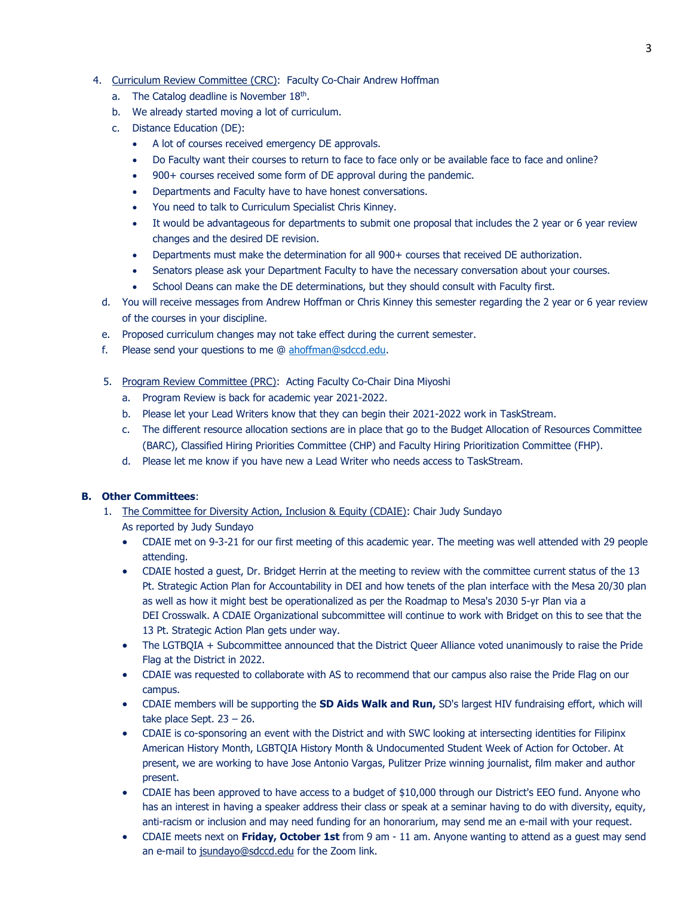4. Curriculum Review Committee (CRC): Faculty Co-Chair Andrew Hoffman
   a. The Catalog deadline is November 18th.
   b. We already started moving a lot of curriculum.
   c. Distance Education (DE):
      - A lot of courses received emergency DE approvals.
      - Do Faculty want their courses to return to face to face only or be available face to face and online?
      - 900+ courses received some form of DE approval during the pandemic.
      - Departments and Faculty have to have honest conversations.
      - You need to talk to Curriculum Specialist Chris Kinney.
      - It would be advantageous for departments to submit one proposal that includes the 2 year or 6 year review changes and the desired DE revision.
      - Departments must make the determination for all 900+ courses that received DE authorization.
      - Senators please ask your Department Faculty to have the necessary conversation about your courses.
      - School Deans can make the DE determinations, but they should consult with Faculty first.
   d. You will receive messages from Andrew Hoffman or Chris Kinney this semester regarding the 2 year or 6 year review of the courses in your discipline.
   e. Proposed curriculum changes may not take effect during the current semester.
   f. Please send your questions to me @ ahoffman@sdccd.edu.

5. Program Review Committee (PRC): Acting Faculty Co-Chair Dina Miyoshi
   a. Program Review is back for academic year 2021-2022.
   b. Please let your Lead Writers know that they can begin their 2021-2022 work in TaskStream.
   c. The different resource allocation sections are in place that go to the Budget Allocation of Resources Committee (BARC), Classified Hiring Priorities Committee (CHP) and Faculty Hiring Prioritization Committee (FHP).
   d. Please let me know if you have new a Lead Writer who needs access to TaskStream.

**B. Other Committees**:

1. The Committee for Diversity Action, Inclusion & Equity (CDAIE): Chair Judy Sundayo
   As reported by Judy Sundayo
   - CDAIE met on 9-3-21 for our first meeting of this academic year. The meeting was well attended with 29 people attending.
   - CDAIE hosted a guest, Dr. Bridget Herrin at the meeting to review with the committee current status of the 13 Pt. Strategic Action Plan for Accountability in DEI and how tenets of the plan interface with the Mesa 20/30 plan as well as how it might best be operationalized as per the Roadmap to Mesa's 2030 5-yr Plan via a DEI Crosswalk. A CDAIE Organizational subcommittee will continue to work with Bridget on this to see that the 13 Pt. Strategic Action Plan gets under way.
   - The LGTBQIA + Subcommittee announced that the District Queer Alliance voted unanimously to raise the Pride Flag at the District in 2022.
   - CDAIE was requested to collaborate with AS to recommend that our campus also raise the Pride Flag on our campus.
   - CDAIE members will be supporting the **SD Aids Walk and Run,** SD's largest HIV fundraising effort, which will take place Sept. 23 – 26.
   - CDAIE is co-sponsoring an event with the District and with SWC looking at intersecting identities for Filipinx American History Month, LGBTQIA History Month & Undocumented Student Week of Action for October. At present, we are working to have Jose Antonio Vargas, Pulitzer Prize winning journalist, film maker and author present.
   - CDAIE has been approved to have access to a budget of $10,000 through our District's EEO fund. Anyone who has an interest in having a speaker address their class or speak at a seminar having to do with diversity, equity, anti-racism or inclusion and may need funding for an honorarium, may send me an e-mail with your request.
   - CDAIE meets next on **Friday, October 1st** from 9 am - 11 am. Anyone wanting to attend as a guest may send an e-mail to jsundayo@sdccd.edu for the Zoom link.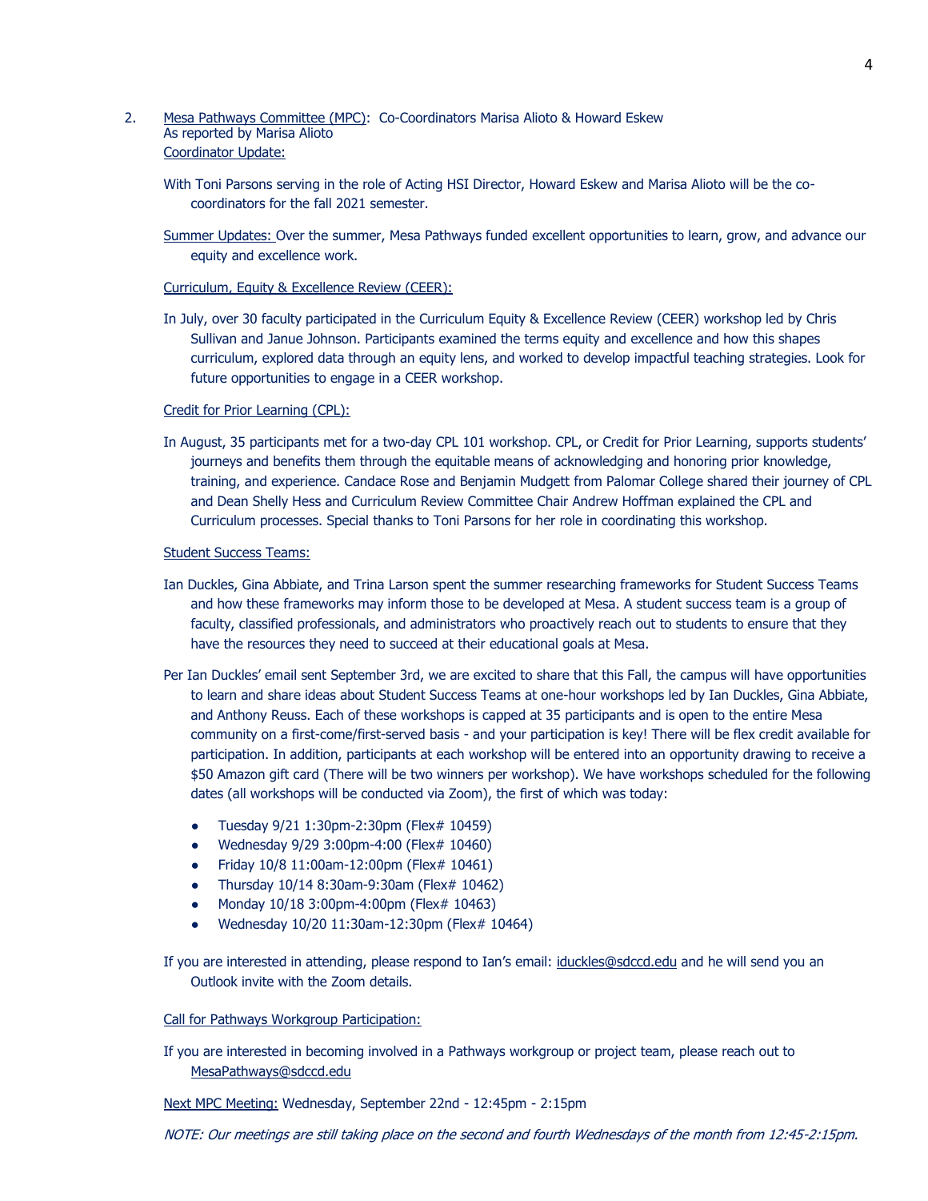2. [Mesa Pathways Committee (MPC)]: Co-Coordinators Marisa Alioto & Howard Eskew
   As reported by Marisa Alioto
   Coordinator Update:

   With Toni Parsons serving in the role of Acting HSI Director, Howard Eskew and Marisa Alioto will be the co-coordinators for the fall 2021 semester.

   Summer Updates: Over the summer, Mesa Pathways funded excellent opportunities to learn, grow, and advance our equity and excellence work.

   Curriculum, Equity & Excellence Review (CEER):

   In July, over 30 faculty participated in the Curriculum Equity & Excellence Review (CEER) workshop led by Chris Sullivan and Janue Johnson. Participants examined the terms equity and excellence and how this shapes curriculum, explored data through an equity lens, and worked to develop impactful teaching strategies. Look for future opportunities to engage in a CEER workshop.

   Credit for Prior Learning (CPL):

   In August, 35 participants met for a two-day CPL 101 workshop. CPL, or Credit for Prior Learning, supports students' journeys and benefits them through the equitable means of acknowledging and honoring prior knowledge, training, and experience. Candace Rose and Benjamin Mudgett from Palomar College shared their journey of CPL and Dean Shelly Hess and Curriculum Review Committee Chair Andrew Hoffman explained the CPL and Curriculum processes. Special thanks to Toni Parsons for her role in coordinating this workshop.

   Student Success Teams:

   Ian Duckles, Gina Abbiate, and Trina Larson spent the summer researching frameworks for Student Success Teams and how these frameworks may inform those to be developed at Mesa. A student success team is a group of faculty, classified professionals, and administrators who proactively reach out to students to ensure that they have the resources they need to succeed at their educational goals at Mesa.

   Per Ian Duckles' email sent September 3rd, we are excited to share that this Fall, the campus will have opportunities to learn and share ideas about Student Success Teams at one-hour workshops led by Ian Duckles, Gina Abbiate, and Anthony Reuss. Each of these workshops is capped at 35 participants and is open to the entire Mesa community on a first-come/first-served basis - and your participation is key! There will be flex credit available for participation. In addition, participants at each workshop will be entered into an opportunity drawing to receive a $50 Amazon gift card (There will be two winners per workshop). We have workshops scheduled for the following dates (all workshops will be conducted via Zoom), the first of which was today:

   - Tuesday 9/21 1:30pm-2:30pm (Flex# 10459)
   - Wednesday 9/29 3:00pm-4:00 (Flex# 10460)
   - Friday 10/8 11:00am-12:00pm (Flex# 10461)
   - Thursday 10/14 8:30am-9:30am (Flex# 10462)
   - Monday 10/18 3:00pm-4:00pm (Flex# 10463)
   - Wednesday 10/20 11:30am-12:30pm (Flex# 10464)

   If you are interested in attending, please respond to Ian's email: iduckles@sdccd.edu and he will send you an Outlook invite with the Zoom details.

   Call for Pathways Workgroup Participation:

   If you are interested in becoming involved in a Pathways workgroup or project team, please reach out to MesaPathways@sdccd.edu

   Next MPC Meeting: Wednesday, September 22nd - 12:45pm - 2:15pm

   *NOTE: Our meetings are still taking place on the second and fourth Wednesdays of the month from 12:45-2:15pm.*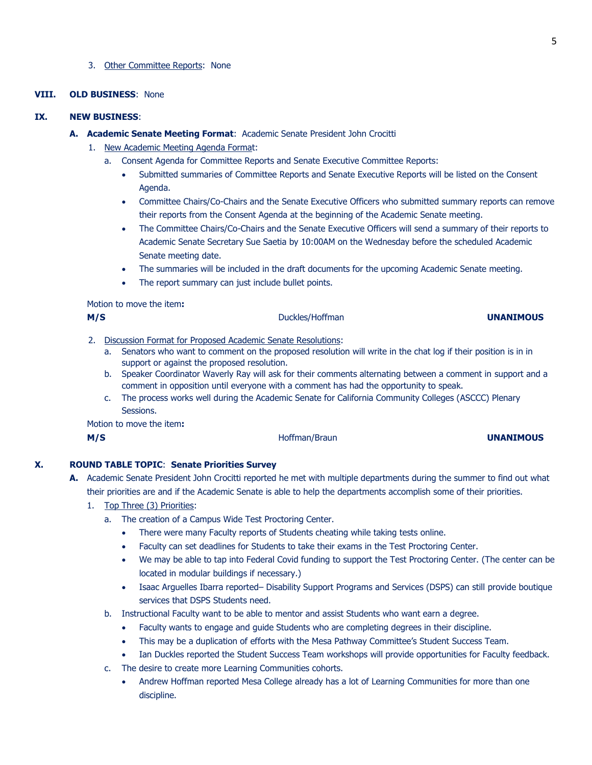3. Other Committee Reports: None

**VIII. OLD BUSINESS**: None

**IX. NEW BUSINESS**:

**A. Academic Senate Meeting Format**: Academic Senate President John Crocitti

1. New Academic Meeting Agenda Format:
   a. Consent Agenda for Committee Reports and Senate Executive Committee Reports:
      - Submitted summaries of Committee Reports and Senate Executive Reports will be listed on the Consent Agenda.
      - Committee Chairs/Co-Chairs and the Senate Executive Officers who submitted summary reports can remove their reports from the Consent Agenda at the beginning of the Academic Senate meeting.
      - The Committee Chairs/Co-Chairs and the Senate Executive Officers will send a summary of their reports to Academic Senate Secretary Sue Saetia by 10:00AM on the Wednesday before the scheduled Academic Senate meeting date.
      - The summaries will be included in the draft documents for the upcoming Academic Senate meeting.
      - The report summary can just include bullet points.

Motion to move the item**:**

**M/S** Duckles/Hoffman **UNANIMOUS**

2. Discussion Format for Proposed Academic Senate Resolutions:
   a. Senators who want to comment on the proposed resolution will write in the chat log if their position is in in support or against the proposed resolution.
   b. Speaker Coordinator Waverly Ray will ask for their comments alternating between a comment in support and a comment in opposition until everyone with a comment has had the opportunity to speak.
   c. The process works well during the Academic Senate for California Community Colleges (ASCCC) Plenary Sessions.

Motion to move the item**:**

**M/S** Hoffman/Braun **UNANIMOUS**

**X. ROUND TABLE TOPIC**: **Senate Priorities Survey**

**A.** Academic Senate President John Crocitti reported he met with multiple departments during the summer to find out what their priorities are and if the Academic Senate is able to help the departments accomplish some of their priorities.

1. Top Three (3) Priorities:
   a. The creation of a Campus Wide Test Proctoring Center.
      - There were many Faculty reports of Students cheating while taking tests online.
      - Faculty can set deadlines for Students to take their exams in the Test Proctoring Center.
      - We may be able to tap into Federal Covid funding to support the Test Proctoring Center. (The center can be located in modular buildings if necessary.)
      - Isaac Arguelles Ibarra reported– Disability Support Programs and Services (DSPS) can still provide boutique services that DSPS Students need.
   b. Instructional Faculty want to be able to mentor and assist Students who want earn a degree.
      - Faculty wants to engage and guide Students who are completing degrees in their discipline.
      - This may be a duplication of efforts with the Mesa Pathway Committee's Student Success Team.
      - Ian Duckles reported the Student Success Team workshops will provide opportunities for Faculty feedback.
   c. The desire to create more Learning Communities cohorts.
      - Andrew Hoffman reported Mesa College already has a lot of Learning Communities for more than one discipline.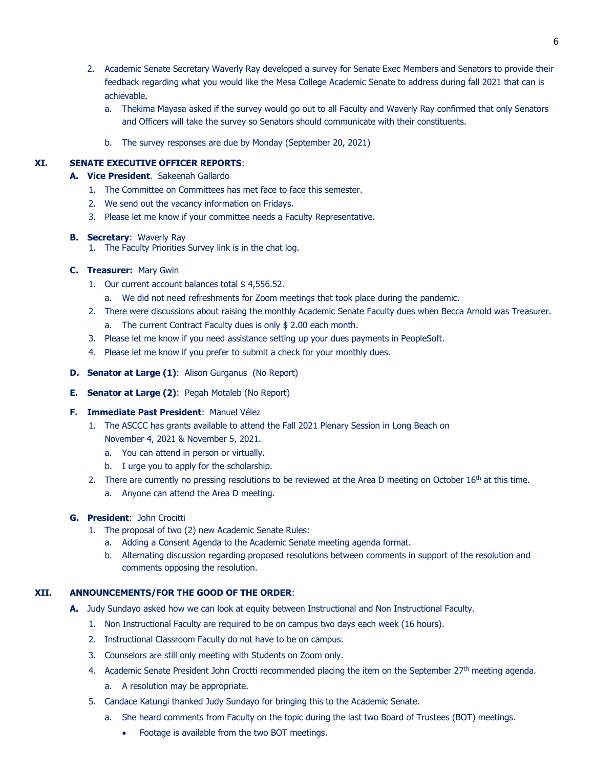2. Academic Senate Secretary Waverly Ray developed a survey for Senate Exec Members and Senators to provide their feedback regarding what you would like the Mesa College Academic Senate to address during fall 2021 that can is achievable.
    a. Thekima Mayasa asked if the survey would go out to all Faculty and Waverly Ray confirmed that only Senators and Officers will take the survey so Senators should communicate with their constituents.
    b. The survey responses are due by Monday (September 20, 2021)

## XI. SENATE EXECUTIVE OFFICER REPORTS:

**A. Vice President**. Sakeenah Gallardo

1. The Committee on Committees has met face to face this semester.
2. We send out the vacancy information on Fridays.
3. Please let me know if your committee needs a Faculty Representative.

**B. Secretary**: Waverly Ray

1. The Faculty Priorities Survey link is in the chat log.

**C. Treasurer:** Mary Gwin

1. Our current account balances total $ 4,556.52.
    a. We did not need refreshments for Zoom meetings that took place during the pandemic.
2. There were discussions about raising the monthly Academic Senate Faculty dues when Becca Arnold was Treasurer.
    a. The current Contract Faculty dues is only $ 2.00 each month.
3. Please let me know if you need assistance setting up your dues payments in PeopleSoft.
4. Please let me know if you prefer to submit a check for your monthly dues.

**D. Senator at Large (1)**: Alison Gurganus (No Report)

**E. Senator at Large (2)**: Pegah Motaleb (No Report)

**F. Immediate Past President**: Manuel Vélez

1. The ASCCC has grants available to attend the Fall 2021 Plenary Session in Long Beach on November 4, 2021 & November 5, 2021.
    a. You can attend in person or virtually.
    b. I urge you to apply for the scholarship.
2. There are currently no pressing resolutions to be reviewed at the Area D meeting on October 16th at this time.
    a. Anyone can attend the Area D meeting.

**G. President**: John Crocitti

1. The proposal of two (2) new Academic Senate Rules:
    a. Adding a Consent Agenda to the Academic Senate meeting agenda format.
    b. Alternating discussion regarding proposed resolutions between comments in support of the resolution and comments opposing the resolution.

## XII. ANNOUNCEMENTS/FOR THE GOOD OF THE ORDER:

**A.** Judy Sundayo asked how we can look at equity between Instructional and Non Instructional Faculty.

1. Non Instructional Faculty are required to be on campus two days each week (16 hours).
2. Instructional Classroom Faculty do not have to be on campus.
3. Counselors are still only meeting with Students on Zoom only.
4. Academic Senate President John Croctti recommended placing the item on the September 27th meeting agenda.
    a. A resolution may be appropriate.
5. Candace Katungi thanked Judy Sundayo for bringing this to the Academic Senate.
    a. She heard comments from Faculty on the topic during the last two Board of Trustees (BOT) meetings.
        - Footage is available from the two BOT meetings.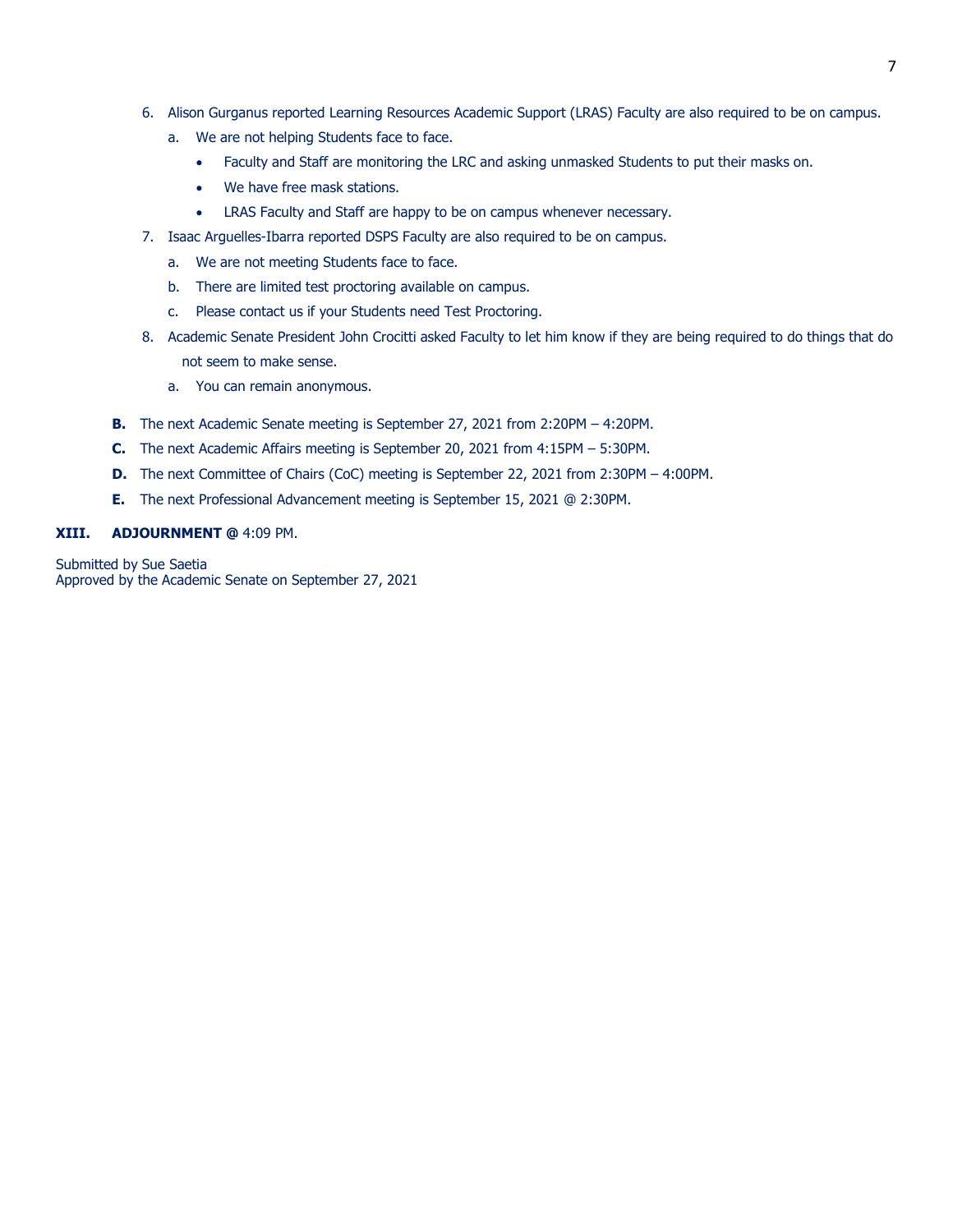6. Alison Gurganus reported Learning Resources Academic Support (LRAS) Faculty are also required to be on campus.
   a. We are not helping Students face to face.
      - Faculty and Staff are monitoring the LRC and asking unmasked Students to put their masks on.
      - We have free mask stations.
      - LRAS Faculty and Staff are happy to be on campus whenever necessary.
7. Isaac Arguelles-Ibarra reported DSPS Faculty are also required to be on campus.
   a. We are not meeting Students face to face.
   b. There are limited test proctoring available on campus.
   c. Please contact us if your Students need Test Proctoring.
8. Academic Senate President John Crocitti asked Faculty to let him know if they are being required to do things that do not seem to make sense.
   a. You can remain anonymous.

**B.** The next Academic Senate meeting is September 27, 2021 from 2:20PM – 4:20PM.

**C.** The next Academic Affairs meeting is September 20, 2021 from 4:15PM – 5:30PM.

**D.** The next Committee of Chairs (CoC) meeting is September 22, 2021 from 2:30PM – 4:00PM.

**E.** The next Professional Advancement meeting is September 15, 2021 @ 2:30PM.

**XIII. ADJOURNMENT @** 4:09 PM.

Submitted by Sue Saetia
Approved by the Academic Senate on September 27, 2021